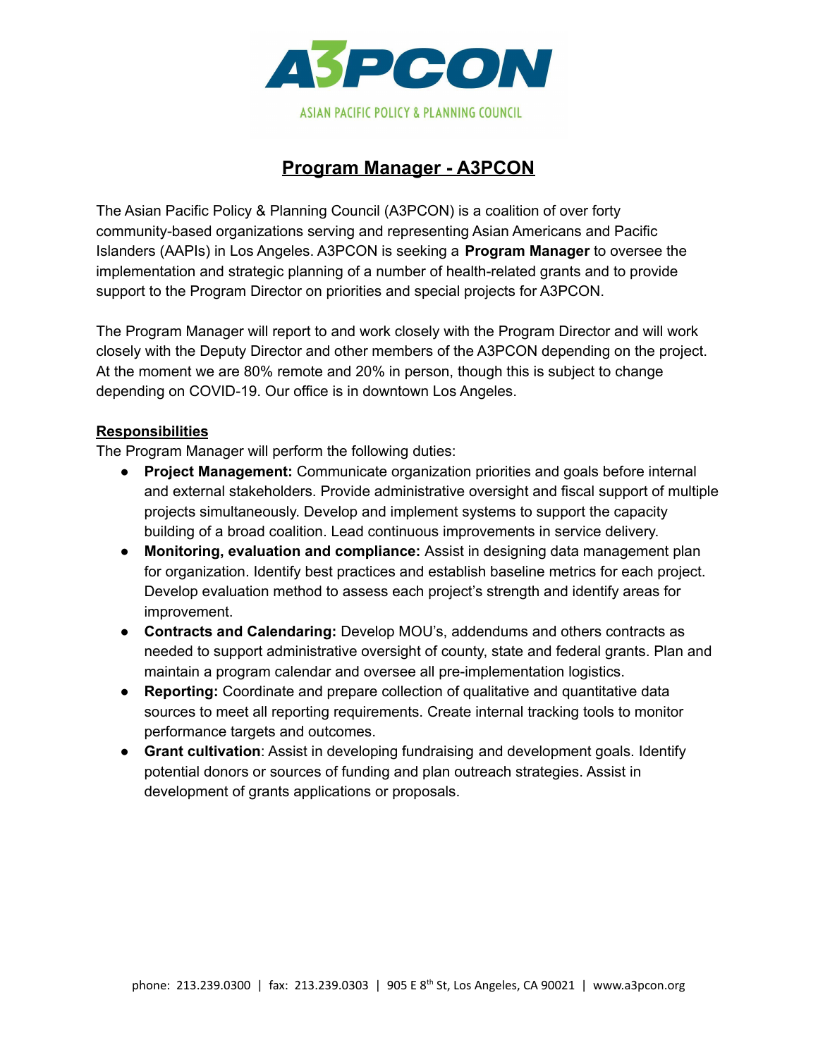A3PCON

ASIAN PACIFIC POLICY & PLANNING COUNCIL

# Program Manager - A3PCON

The Asian Pacific Policy & Planning Council (A3PCON) is a coalition of over forty community-based organizations serving and representing Asian Americans and Pacific Islanders (AAPIs) in Los Angeles. A3PCON is seeking a **Program Manager** to oversee the implementation and strategic planning of a number of health-related grants and to provide support to the Program Director on priorities and special projects for A3PCON.

The Program Manager will report to and work closely with the Program Director and will work closely with the Deputy Director and other members of the A3PCON depending on the project. At the moment we are 80% remote and 20% in person, though this is subject to change depending on COVID-19. Our office is in downtown Los Angeles.

## Responsibilities

The Program Manager will perform the following duties:

- **Project Management:** Communicate organization priorities and goals before internal and external stakeholders. Provide administrative oversight and fiscal support of multiple projects simultaneously. Develop and implement systems to support the capacity building of a broad coalition. Lead continuous improvements in service delivery.
- **Monitoring, evaluation and compliance:** Assist in designing data management plan for organization. Identify best practices and establish baseline metrics for each project. Develop evaluation method to assess each project's strength and identify areas for improvement.
- **Contracts and Calendaring:** Develop MOU's, addendums and others contracts as needed to support administrative oversight of county, state and federal grants. Plan and maintain a program calendar and oversee all pre-implementation logistics.
- **Reporting:** Coordinate and prepare collection of qualitative and quantitative data sources to meet all reporting requirements. Create internal tracking tools to monitor performance targets and outcomes.
- **Grant cultivation**: Assist in developing fundraising and development goals. Identify potential donors or sources of funding and plan outreach strategies. Assist in development of grants applications or proposals.

phone: 213.239.0300 | fax: 213.239.0303 | 905 E 8th St, Los Angeles, CA 90021 | www.a3pcon.org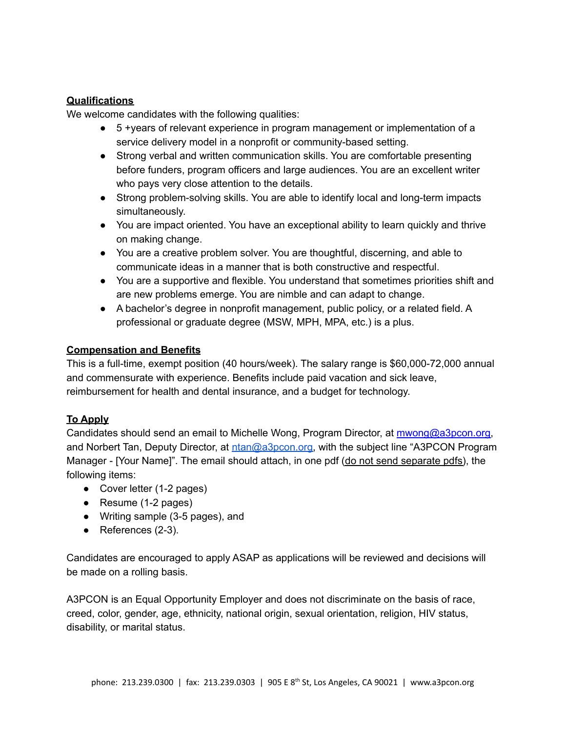## Qualifications

We welcome candidates with the following qualities:

- 5 +years of relevant experience in program management or implementation of a service delivery model in a nonprofit or community-based setting.
- Strong verbal and written communication skills. You are comfortable presenting before funders, program officers and large audiences. You are an excellent writer who pays very close attention to the details.
- Strong problem-solving skills. You are able to identify local and long-term impacts simultaneously.
- You are impact oriented. You have an exceptional ability to learn quickly and thrive on making change.
- You are a creative problem solver. You are thoughtful, discerning, and able to communicate ideas in a manner that is both constructive and respectful.
- You are a supportive and flexible. You understand that sometimes priorities shift and are new problems emerge. You are nimble and can adapt to change.
- A bachelor's degree in nonprofit management, public policy, or a related field. A professional or graduate degree (MSW, MPH, MPA, etc.) is a plus.

## Compensation and Benefits

This is a full-time, exempt position (40 hours/week). The salary range is $60,000-72,000 annual and commensurate with experience. Benefits include paid vacation and sick leave, reimbursement for health and dental insurance, and a budget for technology.

## To Apply

Candidates should send an email to Michelle Wong, Program Director, at mwong@a3pcon.org, and Norbert Tan, Deputy Director, at ntan@a3pcon.org, with the subject line "A3PCON Program Manager - [Your Name]". The email should attach, in one pdf (do not send separate pdfs), the following items:

- Cover letter (1-2 pages)
- Resume (1-2 pages)
- Writing sample (3-5 pages), and
- References (2-3).

Candidates are encouraged to apply ASAP as applications will be reviewed and decisions will be made on a rolling basis.

A3PCON is an Equal Opportunity Employer and does not discriminate on the basis of race, creed, color, gender, age, ethnicity, national origin, sexual orientation, religion, HIV status, disability, or marital status.

phone: 213.239.0300 | fax: 213.239.0303 | 905 E 8th St, Los Angeles, CA 90021 | www.a3pcon.org